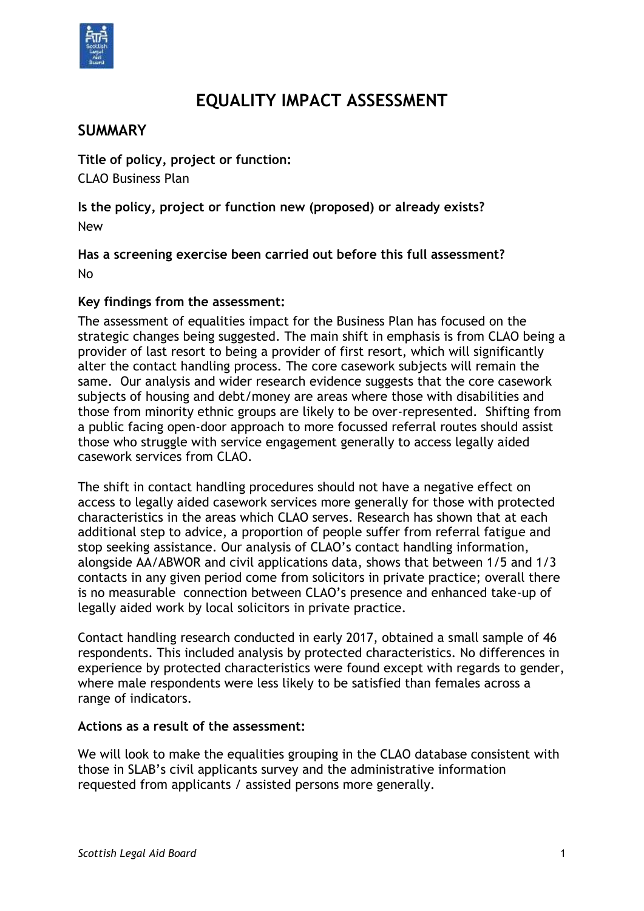# EQUALITY IMPACT ASSESSMENT

## SUMMARY

**Title of policy, project or function:**

CLAO Business Plan

**Is the policy, project or function new (proposed) or already exists?**

New

**Has a screening exercise been carried out before this full assessment?**

No

**Key findings from the assessment:**

The assessment of equalities impact for the Business Plan has focused on the strategic changes being suggested. The main shift in emphasis is from CLAO being a provider of last resort to being a provider of first resort, which will significantly alter the contact handling process. The core casework subjects will remain the same. Our analysis and wider research evidence suggests that the core casework subjects of housing and debt/money are areas where those with disabilities and those from minority ethnic groups are likely to be over-represented. Shifting from a public facing open-door approach to more focussed referral routes should assist those who struggle with service engagement generally to access legally aided casework services from CLAO.

The shift in contact handling procedures should not have a negative effect on access to legally aided casework services more generally for those with protected characteristics in the areas which CLAO serves. Research has shown that at each additional step to advice, a proportion of people suffer from referral fatigue and stop seeking assistance. Our analysis of CLAO's contact handling information, alongside AA/ABWOR and civil applications data, shows that between 1/5 and 1/3 contacts in any given period come from solicitors in private practice; overall there is no measurable connection between CLAO's presence and enhanced take-up of legally aided work by local solicitors in private practice.

Contact handling research conducted in early 2017, obtained a small sample of 46 respondents. This included analysis by protected characteristics. No differences in experience by protected characteristics were found except with regards to gender, where male respondents were less likely to be satisfied than females across a range of indicators.

**Actions as a result of the assessment:**

We will look to make the equalities grouping in the CLAO database consistent with those in SLAB's civil applicants survey and the administrative information requested from applicants / assisted persons more generally.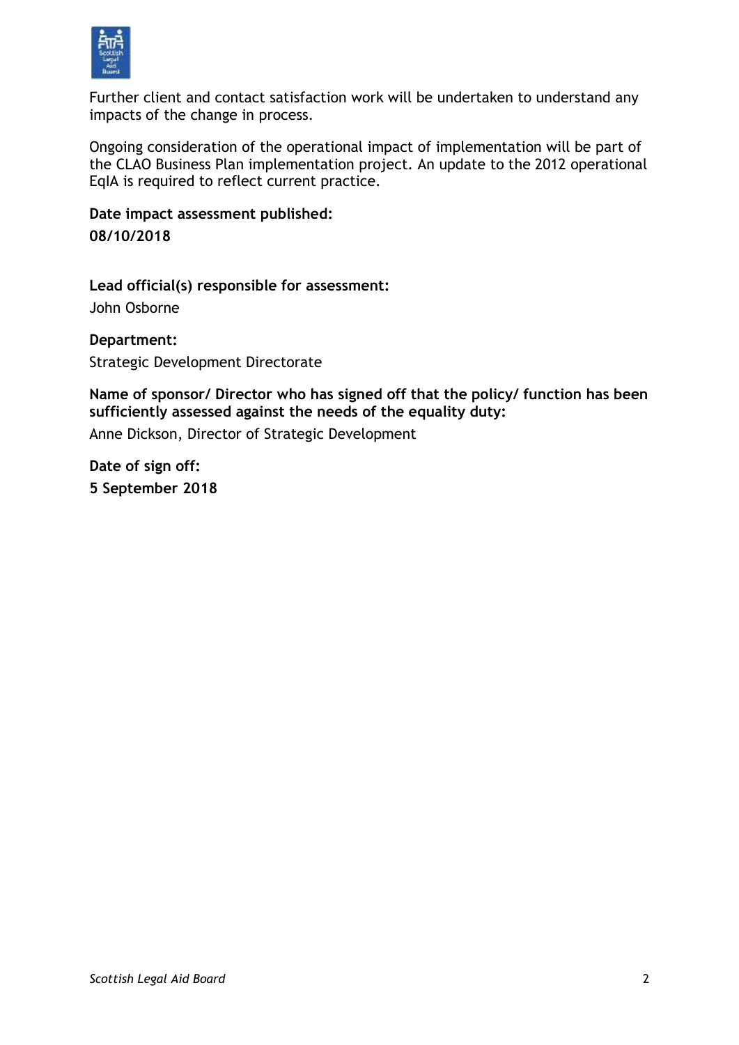Further client and contact satisfaction work will be undertaken to understand any impacts of the change in process.

Ongoing consideration of the operational impact of implementation will be part of the CLAO Business Plan implementation project. An update to the 2012 operational EqIA is required to reflect current practice.

**Date impact assessment published:**
**08/10/2018**

**Lead official(s) responsible for assessment:**
John Osborne

**Department:**
Strategic Development Directorate

**Name of sponsor/ Director who has signed off that the policy/ function has been sufficiently assessed against the needs of the equality duty:**
Anne Dickson, Director of Strategic Development

**Date of sign off:**
**5 September 2018**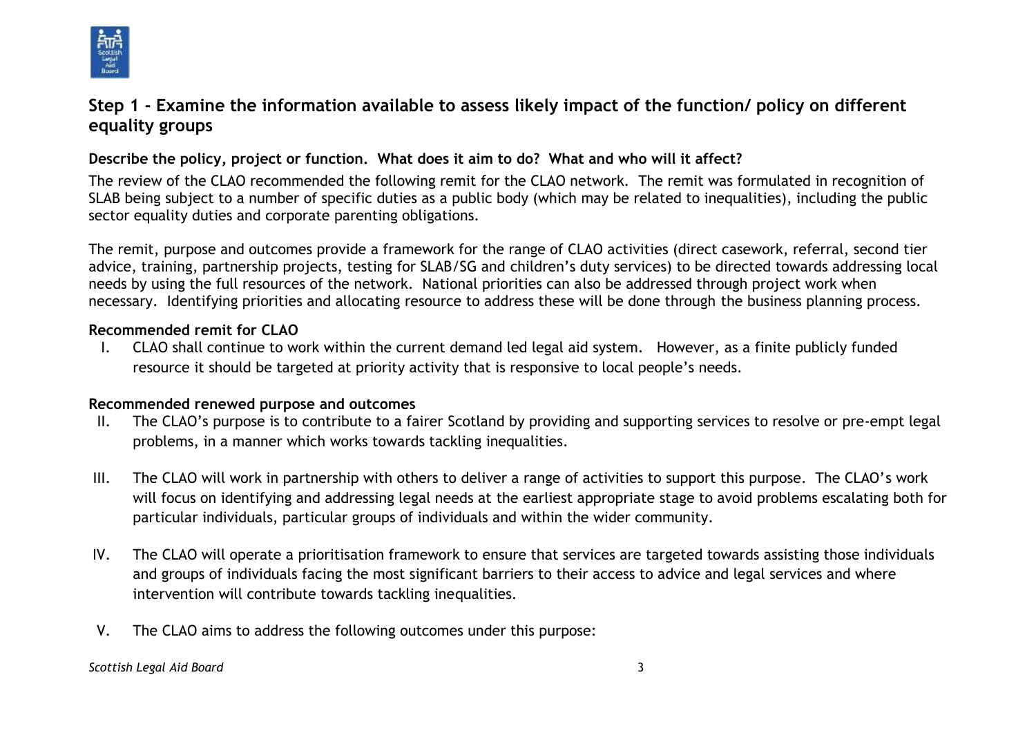## Step 1 - Examine the information available to assess likely impact of the function/ policy on different equality groups

**Describe the policy, project or function. What does it aim to do? What and who will it affect?**

The review of the CLAO recommended the following remit for the CLAO network. The remit was formulated in recognition of SLAB being subject to a number of specific duties as a public body (which may be related to inequalities), including the public sector equality duties and corporate parenting obligations.

The remit, purpose and outcomes provide a framework for the range of CLAO activities (direct casework, referral, second tier advice, training, partnership projects, testing for SLAB/SG and children's duty services) to be directed towards addressing local needs by using the full resources of the network. National priorities can also be addressed through project work when necessary. Identifying priorities and allocating resource to address these will be done through the business planning process.

**Recommended remit for CLAO**

I. CLAO shall continue to work within the current demand led legal aid system. However, as a finite publicly funded resource it should be targeted at priority activity that is responsive to local people's needs.

**Recommended renewed purpose and outcomes**

II. The CLAO's purpose is to contribute to a fairer Scotland by providing and supporting services to resolve or pre-empt legal problems, in a manner which works towards tackling inequalities.

III. The CLAO will work in partnership with others to deliver a range of activities to support this purpose. The CLAO's work will focus on identifying and addressing legal needs at the earliest appropriate stage to avoid problems escalating both for particular individuals, particular groups of individuals and within the wider community.

IV. The CLAO will operate a prioritisation framework to ensure that services are targeted towards assisting those individuals and groups of individuals facing the most significant barriers to their access to advice and legal services and where intervention will contribute towards tackling inequalities.

V. The CLAO aims to address the following outcomes under this purpose: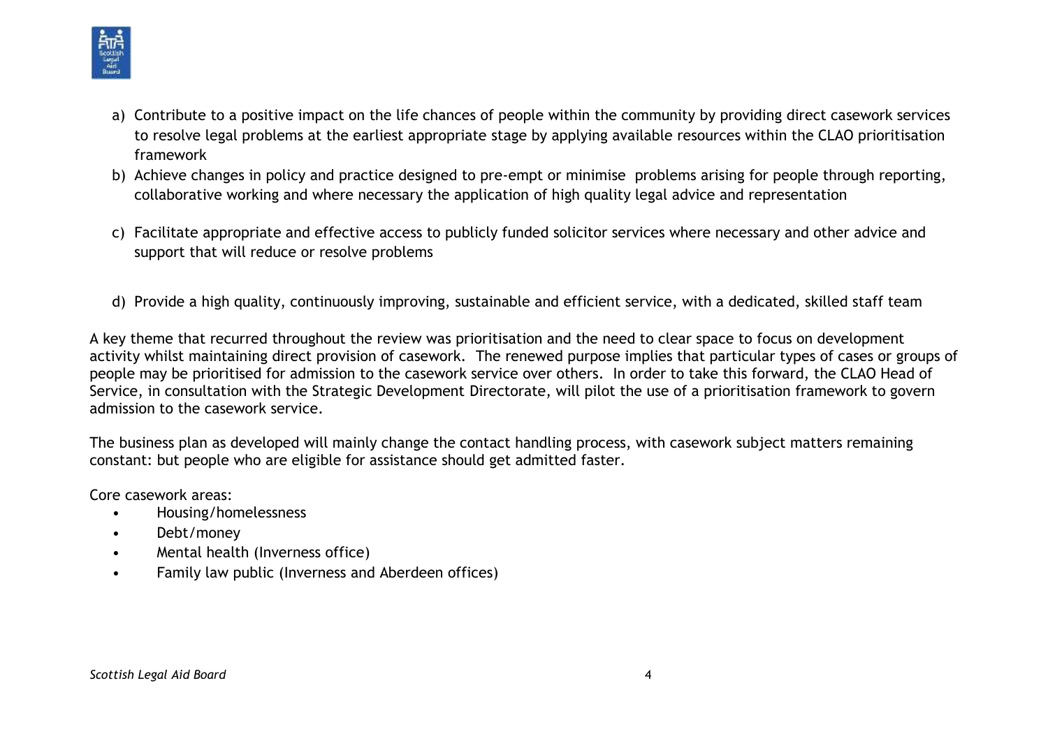a) Contribute to a positive impact on the life chances of people within the community by providing direct casework services to resolve legal problems at the earliest appropriate stage by applying available resources within the CLAO prioritisation framework
b) Achieve changes in policy and practice designed to pre-empt or minimise problems arising for people through reporting, collaborative working and where necessary the application of high quality legal advice and representation
c) Facilitate appropriate and effective access to publicly funded solicitor services where necessary and other advice and support that will reduce or resolve problems
d) Provide a high quality, continuously improving, sustainable and efficient service, with a dedicated, skilled staff team

A key theme that recurred throughout the review was prioritisation and the need to clear space to focus on development activity whilst maintaining direct provision of casework. The renewed purpose implies that particular types of cases or groups of people may be prioritised for admission to the casework service over others. In order to take this forward, the CLAO Head of Service, in consultation with the Strategic Development Directorate, will pilot the use of a prioritisation framework to govern admission to the casework service.

The business plan as developed will mainly change the contact handling process, with casework subject matters remaining constant: but people who are eligible for assistance should get admitted faster.

Core casework areas:

- Housing/homelessness
- Debt/money
- Mental health (Inverness office)
- Family law public (Inverness and Aberdeen offices)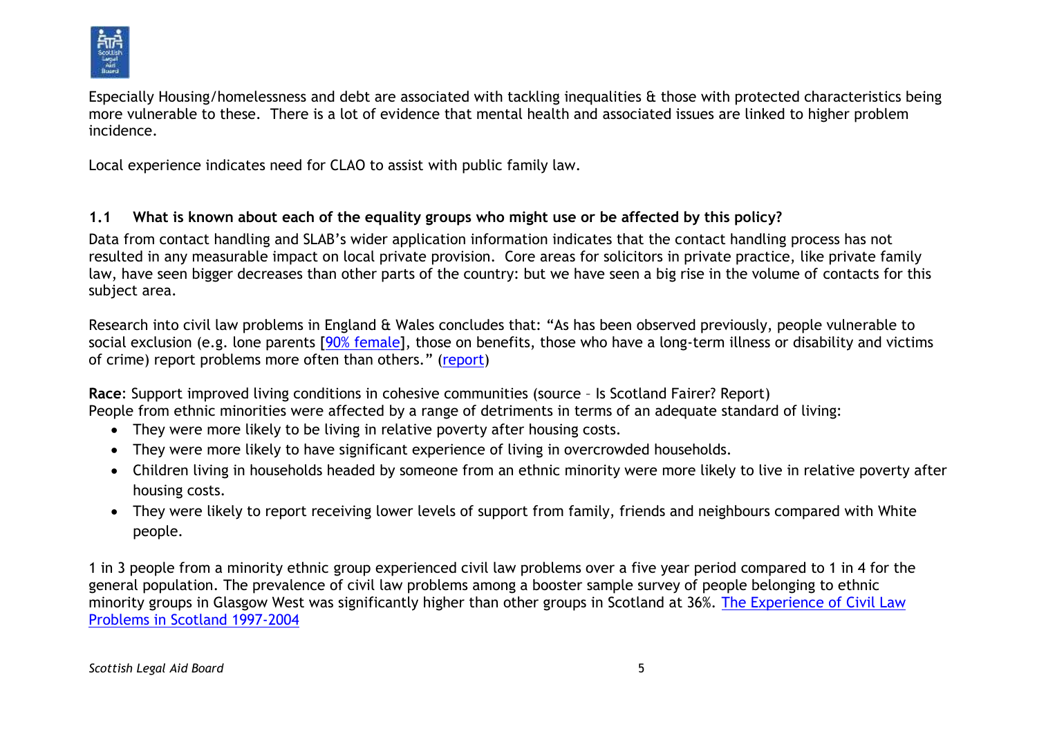Especially Housing/homelessness and debt are associated with tackling inequalities & those with protected characteristics being more vulnerable to these. There is a lot of evidence that mental health and associated issues are linked to higher problem incidence.

Local experience indicates need for CLAO to assist with public family law.

### 1.1 What is known about each of the equality groups who might use or be affected by this policy?

Data from contact handling and SLAB's wider application information indicates that the contact handling process has not resulted in any measurable impact on local private provision. Core areas for solicitors in private practice, like private family law, have seen bigger decreases than other parts of the country: but we have seen a big rise in the volume of contacts for this subject area.

Research into civil law problems in England & Wales concludes that: "As has been observed previously, people vulnerable to social exclusion (e.g. lone parents [90% female], those on benefits, those who have a long-term illness or disability and victims of crime) report problems more often than others." (report)

**Race**: Support improved living conditions in cohesive communities (source – Is Scotland Fairer? Report)
People from ethnic minorities were affected by a range of detriments in terms of an adequate standard of living:

- They were more likely to be living in relative poverty after housing costs.
- They were more likely to have significant experience of living in overcrowded households.
- Children living in households headed by someone from an ethnic minority were more likely to live in relative poverty after housing costs.
- They were likely to report receiving lower levels of support from family, friends and neighbours compared with White people.

1 in 3 people from a minority ethnic group experienced civil law problems over a five year period compared to 1 in 4 for the general population. The prevalence of civil law problems among a booster sample survey of people belonging to ethnic minority groups in Glasgow West was significantly higher than other groups in Scotland at 36%. The Experience of Civil Law Problems in Scotland 1997-2004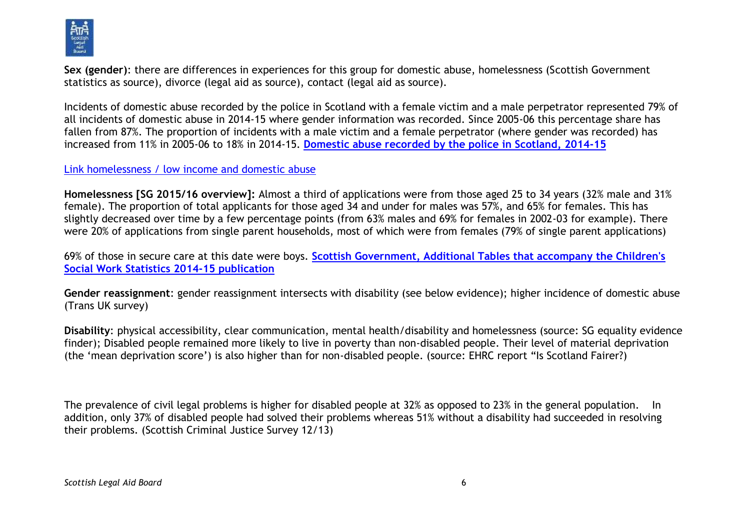**Sex (gender)**: there are differences in experiences for this group for domestic abuse, homelessness (Scottish Government statistics as source), divorce (legal aid as source), contact (legal aid as source).

Incidents of domestic abuse recorded by the police in Scotland with a female victim and a male perpetrator represented 79% of all incidents of domestic abuse in 2014-15 where gender information was recorded. Since 2005-06 this percentage share has fallen from 87%. The proportion of incidents with a male victim and a female perpetrator (where gender was recorded) has increased from 11% in 2005-06 to 18% in 2014-15. **Domestic abuse recorded by the police in Scotland, 2014-15**

Link homelessness / low income and domestic abuse

**Homelessness [SG 2015/16 overview]:** Almost a third of applications were from those aged 25 to 34 years (32% male and 31% female). The proportion of total applicants for those aged 34 and under for males was 57%, and 65% for females. This has slightly decreased over time by a few percentage points (from 63% males and 69% for females in 2002-03 for example). There were 20% of applications from single parent households, most of which were from females (79% of single parent applications)

69% of those in secure care at this date were boys. **Scottish Government, Additional Tables that accompany the Children's Social Work Statistics 2014-15 publication**

**Gender reassignment**: gender reassignment intersects with disability (see below evidence); higher incidence of domestic abuse (Trans UK survey)

**Disability**: physical accessibility, clear communication, mental health/disability and homelessness (source: SG equality evidence finder); Disabled people remained more likely to live in poverty than non-disabled people. Their level of material deprivation (the 'mean deprivation score') is also higher than for non-disabled people. (source: EHRC report "Is Scotland Fairer?)

The prevalence of civil legal problems is higher for disabled people at 32% as opposed to 23% in the general population. In addition, only 37% of disabled people had solved their problems whereas 51% without a disability had succeeded in resolving their problems. (Scottish Criminal Justice Survey 12/13)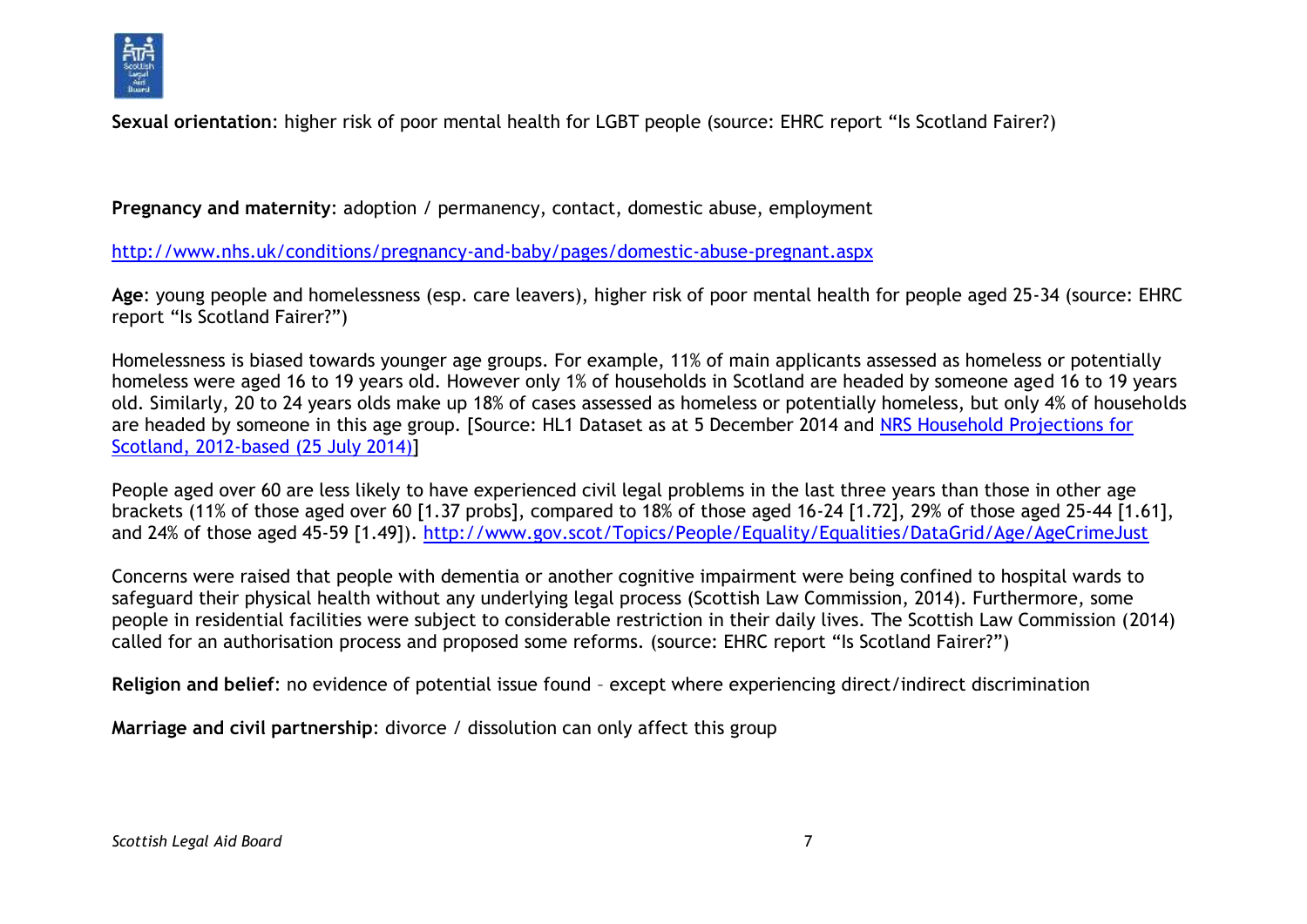**Sexual orientation**: higher risk of poor mental health for LGBT people (source: EHRC report "Is Scotland Fairer?)

**Pregnancy and maternity**: adoption / permanency, contact, domestic abuse, employment

http://www.nhs.uk/conditions/pregnancy-and-baby/pages/domestic-abuse-pregnant.aspx

**Age**: young people and homelessness (esp. care leavers), higher risk of poor mental health for people aged 25-34 (source: EHRC report "Is Scotland Fairer?")

Homelessness is biased towards younger age groups. For example, 11% of main applicants assessed as homeless or potentially homeless were aged 16 to 19 years old. However only 1% of households in Scotland are headed by someone aged 16 to 19 years old. Similarly, 20 to 24 years olds make up 18% of cases assessed as homeless or potentially homeless, but only 4% of households are headed by someone in this age group. [Source: HL1 Dataset as at 5 December 2014 and NRS Household Projections for Scotland, 2012-based (25 July 2014)]

People aged over 60 are less likely to have experienced civil legal problems in the last three years than those in other age brackets (11% of those aged over 60 [1.37 probs], compared to 18% of those aged 16-24 [1.72], 29% of those aged 25-44 [1.61], and 24% of those aged 45-59 [1.49]). http://www.gov.scot/Topics/People/Equality/Equalities/DataGrid/Age/AgeCrimeJust

Concerns were raised that people with dementia or another cognitive impairment were being confined to hospital wards to safeguard their physical health without any underlying legal process (Scottish Law Commission, 2014). Furthermore, some people in residential facilities were subject to considerable restriction in their daily lives. The Scottish Law Commission (2014) called for an authorisation process and proposed some reforms. (source: EHRC report "Is Scotland Fairer?")

**Religion and belief**: no evidence of potential issue found – except where experiencing direct/indirect discrimination

**Marriage and civil partnership**: divorce / dissolution can only affect this group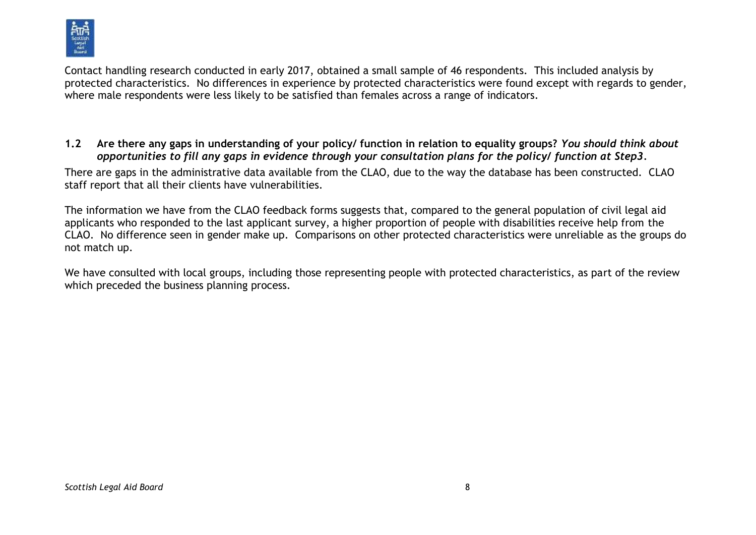Contact handling research conducted in early 2017, obtained a small sample of 46 respondents. This included analysis by protected characteristics. No differences in experience by protected characteristics were found except with regards to gender, where male respondents were less likely to be satisfied than females across a range of indicators.

**1.2 Are there any gaps in understanding of your policy/ function in relation to equality groups?** ***You should think about opportunities to fill any gaps in evidence through your consultation plans for the policy/ function at Step3*****.**

There are gaps in the administrative data available from the CLAO, due to the way the database has been constructed. CLAO staff report that all their clients have vulnerabilities.

The information we have from the CLAO feedback forms suggests that, compared to the general population of civil legal aid applicants who responded to the last applicant survey, a higher proportion of people with disabilities receive help from the CLAO. No difference seen in gender make up. Comparisons on other protected characteristics were unreliable as the groups do not match up.

We have consulted with local groups, including those representing people with protected characteristics, as part of the review which preceded the business planning process.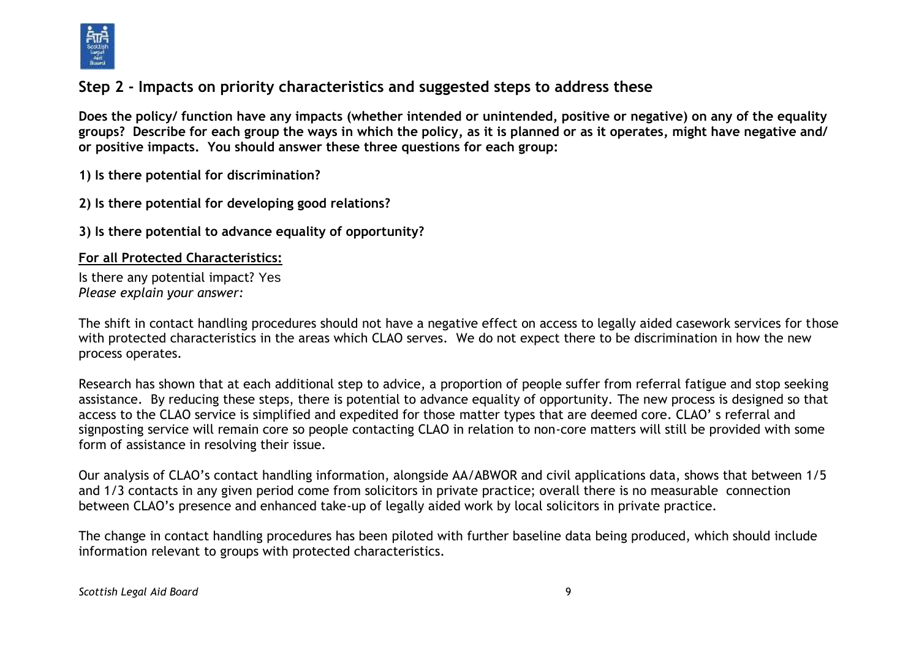## Step 2 - Impacts on priority characteristics and suggested steps to address these

**Does the policy/ function have any impacts (whether intended or unintended, positive or negative) on any of the equality groups? Describe for each group the ways in which the policy, as it is planned or as it operates, might have negative and/ or positive impacts. You should answer these three questions for each group:**

**1) Is there potential for discrimination?**

**2) Is there potential for developing good relations?**

**3) Is there potential to advance equality of opportunity?**

**For all Protected Characteristics:**

Is there any potential impact? Yes
*Please explain your answer:*

The shift in contact handling procedures should not have a negative effect on access to legally aided casework services for those with protected characteristics in the areas which CLAO serves. We do not expect there to be discrimination in how the new process operates.

Research has shown that at each additional step to advice, a proportion of people suffer from referral fatigue and stop seeking assistance. By reducing these steps, there is potential to advance equality of opportunity. The new process is designed so that access to the CLAO service is simplified and expedited for those matter types that are deemed core. CLAO' s referral and signposting service will remain core so people contacting CLAO in relation to non-core matters will still be provided with some form of assistance in resolving their issue.

Our analysis of CLAO's contact handling information, alongside AA/ABWOR and civil applications data, shows that between 1/5 and 1/3 contacts in any given period come from solicitors in private practice; overall there is no measurable connection between CLAO's presence and enhanced take-up of legally aided work by local solicitors in private practice.

The change in contact handling procedures has been piloted with further baseline data being produced, which should include information relevant to groups with protected characteristics.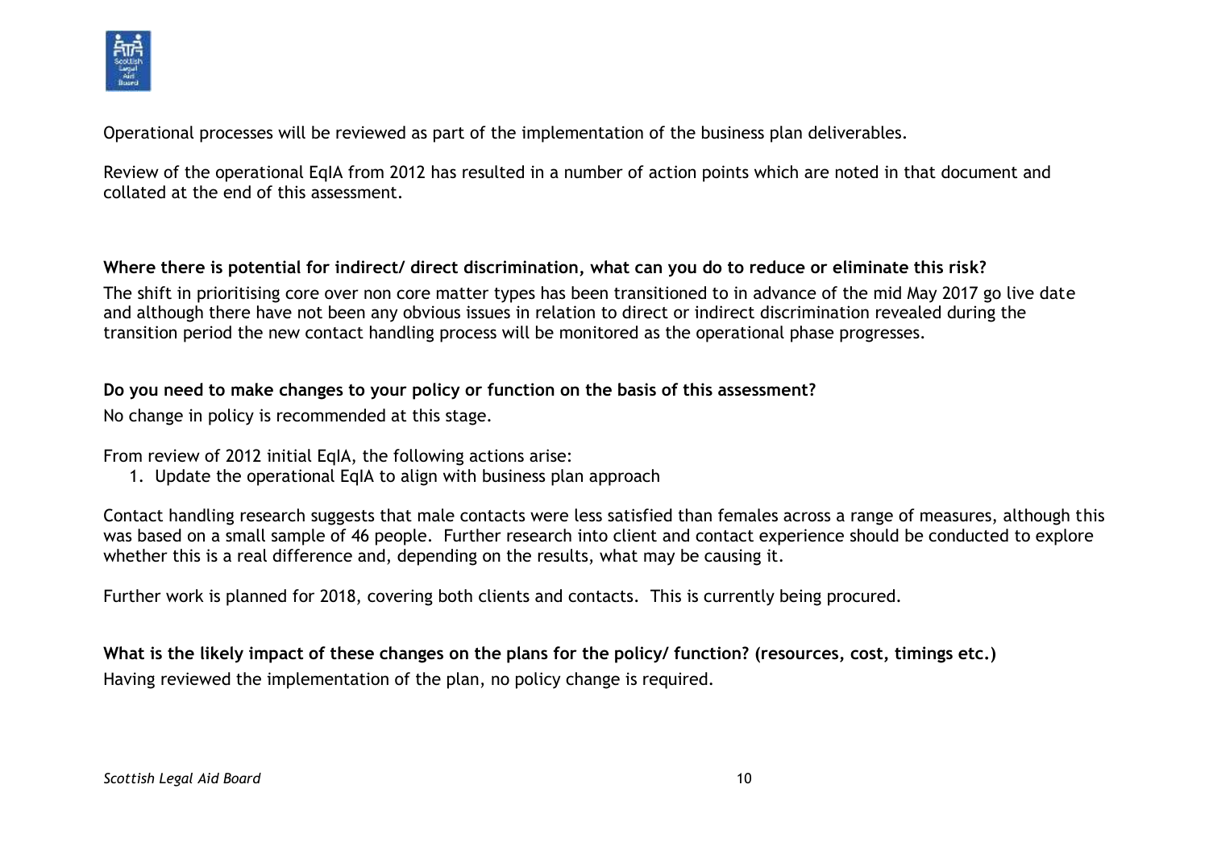Operational processes will be reviewed as part of the implementation of the business plan deliverables.

Review of the operational EqIA from 2012 has resulted in a number of action points which are noted in that document and collated at the end of this assessment.

**Where there is potential for indirect/ direct discrimination, what can you do to reduce or eliminate this risk?**

The shift in prioritising core over non core matter types has been transitioned to in advance of the mid May 2017 go live date and although there have not been any obvious issues in relation to direct or indirect discrimination revealed during the transition period the new contact handling process will be monitored as the operational phase progresses.

**Do you need to make changes to your policy or function on the basis of this assessment?**

No change in policy is recommended at this stage.

From review of 2012 initial EqIA, the following actions arise:

1. Update the operational EqIA to align with business plan approach

Contact handling research suggests that male contacts were less satisfied than females across a range of measures, although this was based on a small sample of 46 people. Further research into client and contact experience should be conducted to explore whether this is a real difference and, depending on the results, what may be causing it.

Further work is planned for 2018, covering both clients and contacts. This is currently being procured.

**What is the likely impact of these changes on the plans for the policy/ function? (resources, cost, timings etc.)**

Having reviewed the implementation of the plan, no policy change is required.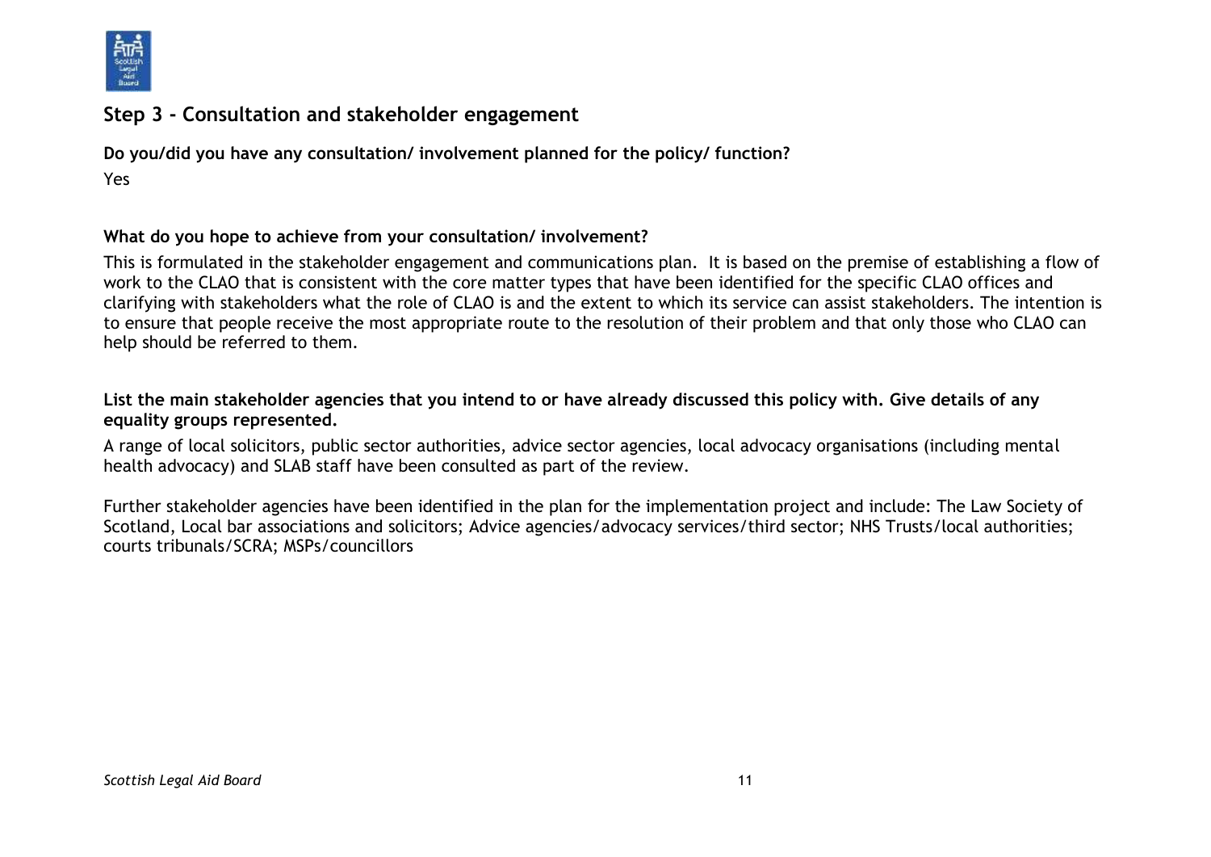## Step 3 - Consultation and stakeholder engagement

**Do you/did you have any consultation/ involvement planned for the policy/ function?**

Yes

**What do you hope to achieve from your consultation/ involvement?**

This is formulated in the stakeholder engagement and communications plan. It is based on the premise of establishing a flow of work to the CLAO that is consistent with the core matter types that have been identified for the specific CLAO offices and clarifying with stakeholders what the role of CLAO is and the extent to which its service can assist stakeholders. The intention is to ensure that people receive the most appropriate route to the resolution of their problem and that only those who CLAO can help should be referred to them.

**List the main stakeholder agencies that you intend to or have already discussed this policy with. Give details of any equality groups represented.**

A range of local solicitors, public sector authorities, advice sector agencies, local advocacy organisations (including mental health advocacy) and SLAB staff have been consulted as part of the review.

Further stakeholder agencies have been identified in the plan for the implementation project and include: The Law Society of Scotland, Local bar associations and solicitors; Advice agencies/advocacy services/third sector; NHS Trusts/local authorities; courts tribunals/SCRA; MSPs/councillors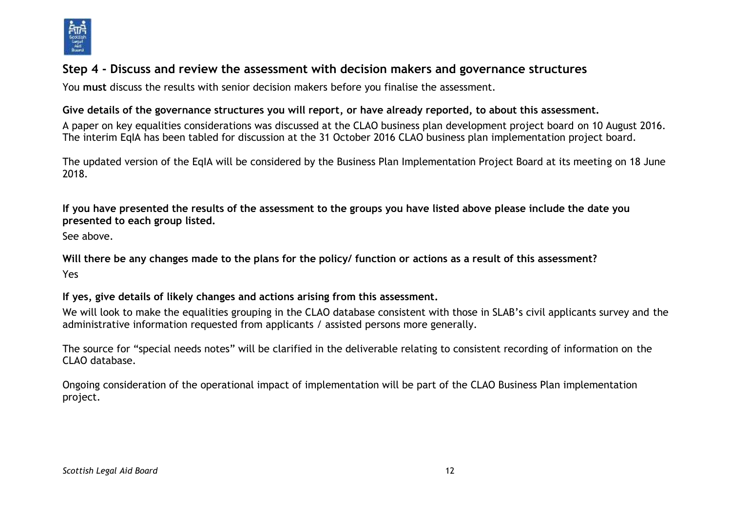## Step 4 - Discuss and review the assessment with decision makers and governance structures

You **must** discuss the results with senior decision makers before you finalise the assessment.

**Give details of the governance structures you will report, or have already reported, to about this assessment.**

A paper on key equalities considerations was discussed at the CLAO business plan development project board on 10 August 2016. The interim EqIA has been tabled for discussion at the 31 October 2016 CLAO business plan implementation project board.

The updated version of the EqIA will be considered by the Business Plan Implementation Project Board at its meeting on 18 June 2018.

**If you have presented the results of the assessment to the groups you have listed above please include the date you presented to each group listed.**

See above.

**Will there be any changes made to the plans for the policy/ function or actions as a result of this assessment?**

Yes

**If yes, give details of likely changes and actions arising from this assessment.**

We will look to make the equalities grouping in the CLAO database consistent with those in SLAB's civil applicants survey and the administrative information requested from applicants / assisted persons more generally.

The source for "special needs notes" will be clarified in the deliverable relating to consistent recording of information on the CLAO database.

Ongoing consideration of the operational impact of implementation will be part of the CLAO Business Plan implementation project.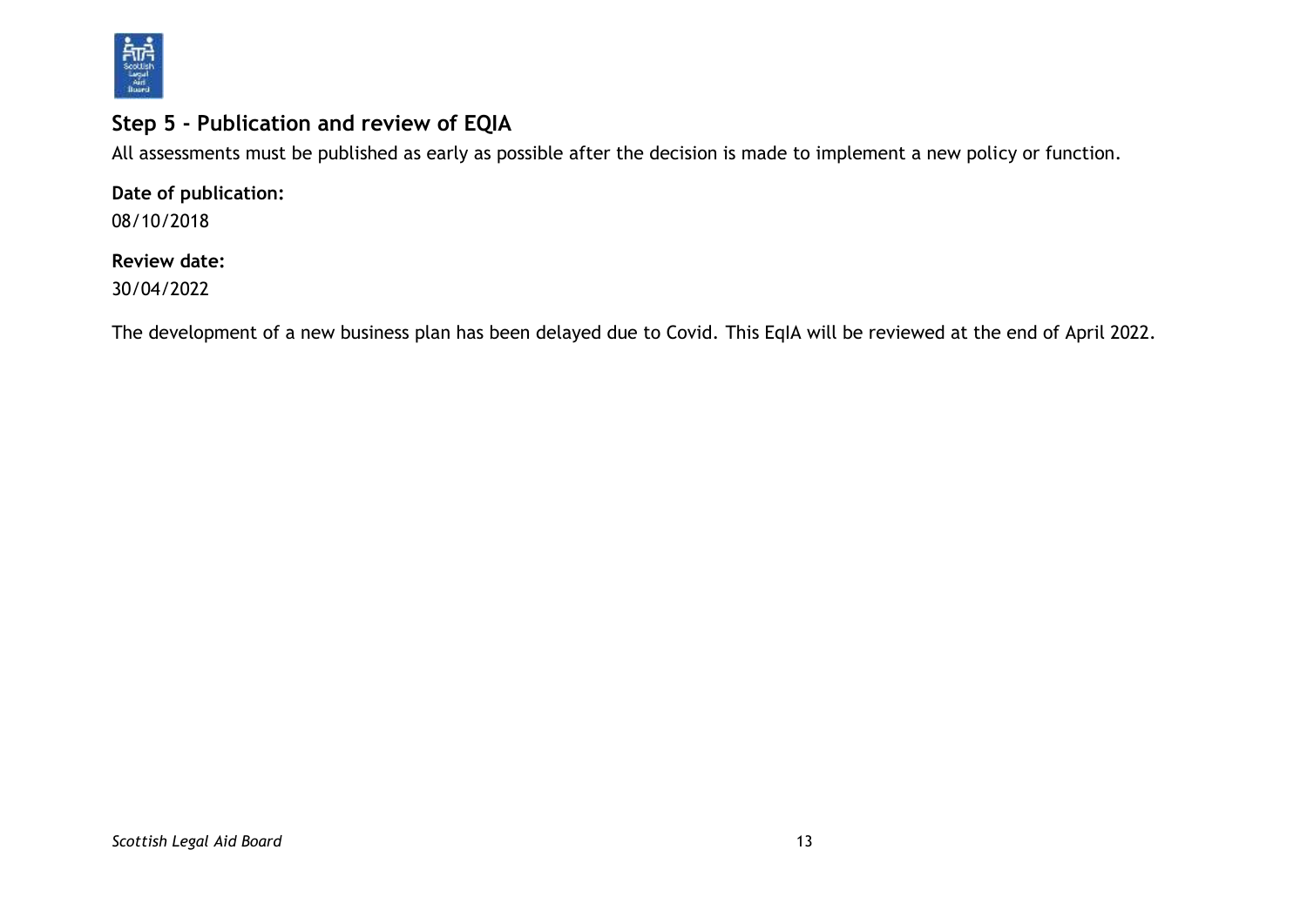## Step 5 - Publication and review of EQIA

All assessments must be published as early as possible after the decision is made to implement a new policy or function.

**Date of publication:**
08/10/2018

**Review date:**
30/04/2022

The development of a new business plan has been delayed due to Covid. This EqIA will be reviewed at the end of April 2022.